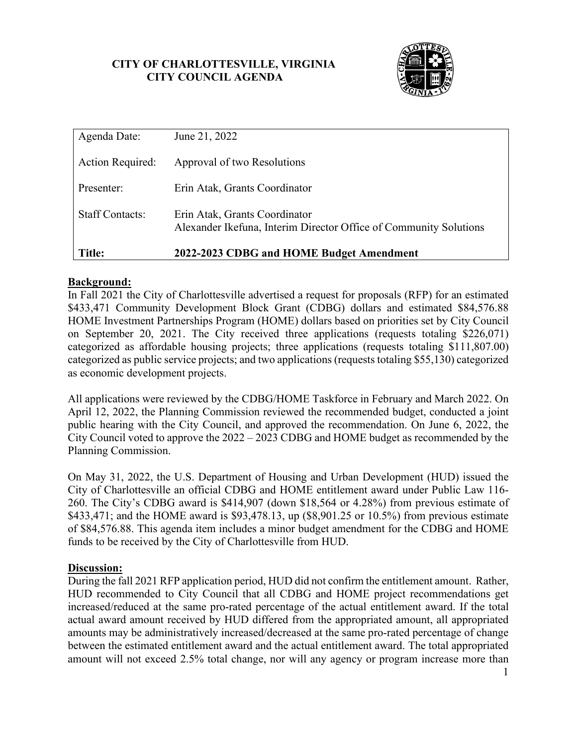**CITY OF CHARLOTTESVILLE, VIRGINIA**
**CITY COUNCIL AGENDA**

| | |
|---|---|
| Agenda Date: | June 21, 2022 |
| Action Required: | Approval of two Resolutions |
| Presenter: | Erin Atak, Grants Coordinator |
| Staff Contacts: | Erin Atak, Grants Coordinator<br>Alexander Ikefuna, Interim Director Office of Community Solutions |
| **Title:** | **2022-2023 CDBG and HOME Budget Amendment** |

## Background:

In Fall 2021 the City of Charlottesville advertised a request for proposals (RFP) for an estimated $433,471 Community Development Block Grant (CDBG) dollars and estimated $84,576.88 HOME Investment Partnerships Program (HOME) dollars based on priorities set by City Council on September 20, 2021. The City received three applications (requests totaling $226,071) categorized as affordable housing projects; three applications (requests totaling $111,807.00) categorized as public service projects; and two applications (requests totaling $55,130) categorized as economic development projects.

All applications were reviewed by the CDBG/HOME Taskforce in February and March 2022. On April 12, 2022, the Planning Commission reviewed the recommended budget, conducted a joint public hearing with the City Council, and approved the recommendation. On June 6, 2022, the City Council voted to approve the 2022 – 2023 CDBG and HOME budget as recommended by the Planning Commission.

On May 31, 2022, the U.S. Department of Housing and Urban Development (HUD) issued the City of Charlottesville an official CDBG and HOME entitlement award under Public Law 116-260. The City's CDBG award is $414,907 (down $18,564 or 4.28%) from previous estimate of $433,471; and the HOME award is $93,478.13, up ($8,901.25 or 10.5%) from previous estimate of $84,576.88. This agenda item includes a minor budget amendment for the CDBG and HOME funds to be received by the City of Charlottesville from HUD.

## Discussion:

During the fall 2021 RFP application period, HUD did not confirm the entitlement amount. Rather, HUD recommended to City Council that all CDBG and HOME project recommendations get increased/reduced at the same pro-rated percentage of the actual entitlement award. If the total actual award amount received by HUD differed from the appropriated amount, all appropriated amounts may be administratively increased/decreased at the same pro-rated percentage of change between the estimated entitlement award and the actual entitlement award. The total appropriated amount will not exceed 2.5% total change, nor will any agency or program increase more than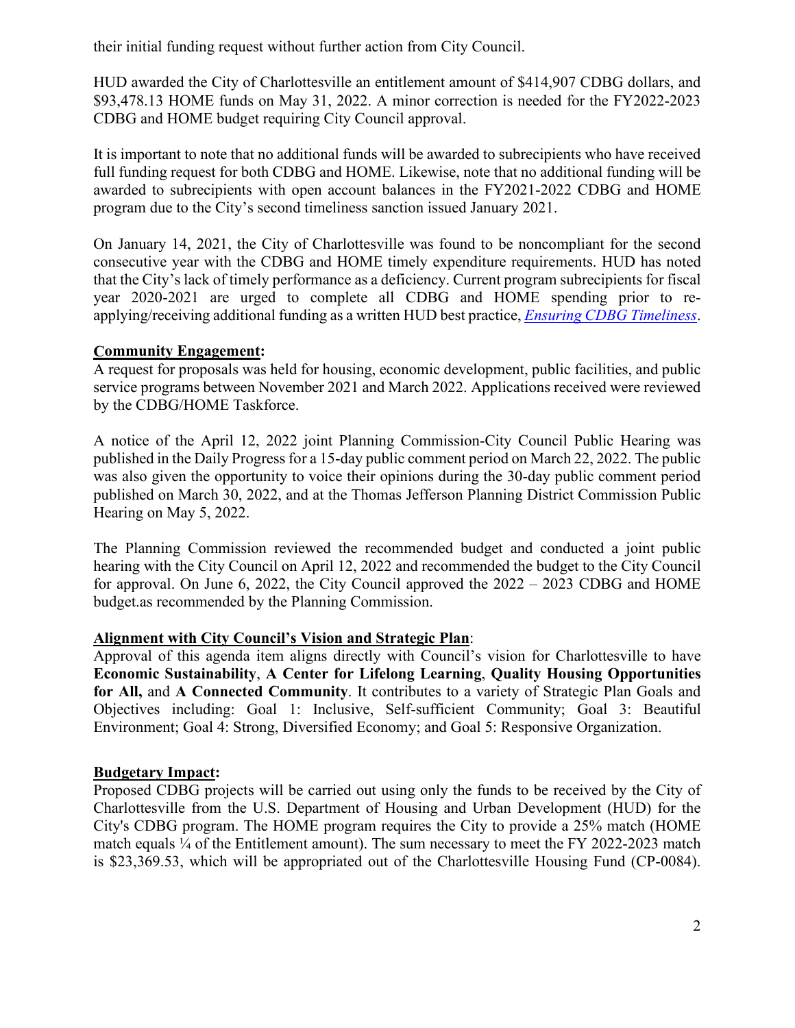their initial funding request without further action from City Council.

HUD awarded the City of Charlottesville an entitlement amount of $414,907 CDBG dollars, and $93,478.13 HOME funds on May 31, 2022. A minor correction is needed for the FY2022-2023 CDBG and HOME budget requiring City Council approval.

It is important to note that no additional funds will be awarded to subrecipients who have received full funding request for both CDBG and HOME. Likewise, note that no additional funding will be awarded to subrecipients with open account balances in the FY2021-2022 CDBG and HOME program due to the City's second timeliness sanction issued January 2021.

On January 14, 2021, the City of Charlottesville was found to be noncompliant for the second consecutive year with the CDBG and HOME timely expenditure requirements. HUD has noted that the City's lack of timely performance as a deficiency. Current program subrecipients for fiscal year 2020-2021 are urged to complete all CDBG and HOME spending prior to re-applying/receiving additional funding as a written HUD best practice, *Ensuring CDBG Timeliness*.

**Community Engagement:**

A request for proposals was held for housing, economic development, public facilities, and public service programs between November 2021 and March 2022. Applications received were reviewed by the CDBG/HOME Taskforce.

A notice of the April 12, 2022 joint Planning Commission-City Council Public Hearing was published in the Daily Progress for a 15-day public comment period on March 22, 2022. The public was also given the opportunity to voice their opinions during the 30-day public comment period published on March 30, 2022, and at the Thomas Jefferson Planning District Commission Public Hearing on May 5, 2022.

The Planning Commission reviewed the recommended budget and conducted a joint public hearing with the City Council on April 12, 2022 and recommended the budget to the City Council for approval. On June 6, 2022, the City Council approved the 2022 – 2023 CDBG and HOME budget.as recommended by the Planning Commission.

**Alignment with City Council's Vision and Strategic Plan**:

Approval of this agenda item aligns directly with Council's vision for Charlottesville to have **Economic Sustainability**, **A Center for Lifelong Learning**, **Quality Housing Opportunities for All,** and **A Connected Community**. It contributes to a variety of Strategic Plan Goals and Objectives including: Goal 1: Inclusive, Self-sufficient Community; Goal 3: Beautiful Environment; Goal 4: Strong, Diversified Economy; and Goal 5: Responsive Organization.

**Budgetary Impact:**

Proposed CDBG projects will be carried out using only the funds to be received by the City of Charlottesville from the U.S. Department of Housing and Urban Development (HUD) for the City's CDBG program. The HOME program requires the City to provide a 25% match (HOME match equals ¼ of the Entitlement amount). The sum necessary to meet the FY 2022-2023 match is $23,369.53, which will be appropriated out of the Charlottesville Housing Fund (CP-0084).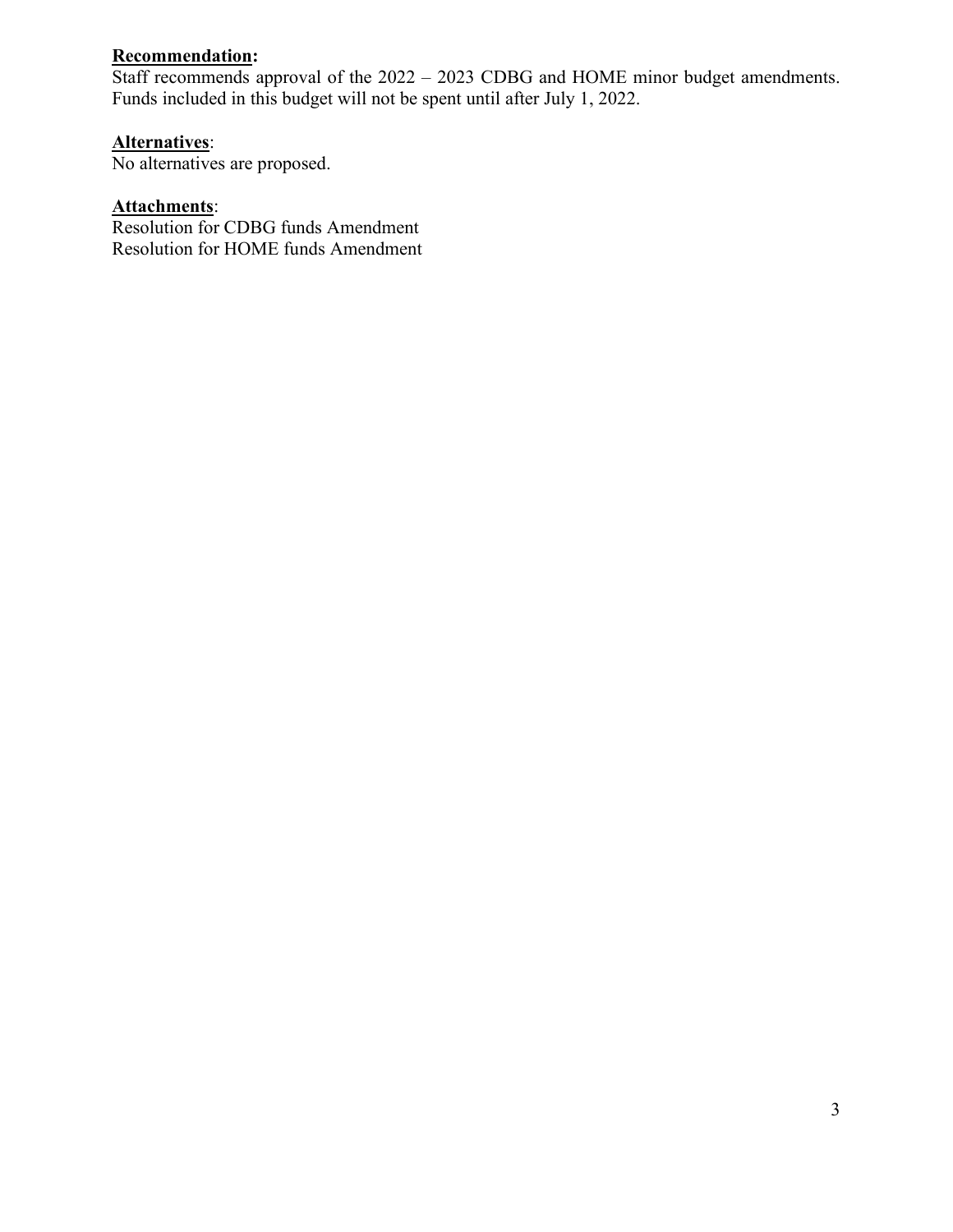**Recommendation:**
Staff recommends approval of the 2022 – 2023 CDBG and HOME minor budget amendments. Funds included in this budget will not be spent until after July 1, 2022.

**Alternatives**:
No alternatives are proposed.

**Attachments**:
Resolution for CDBG funds Amendment
Resolution for HOME funds Amendment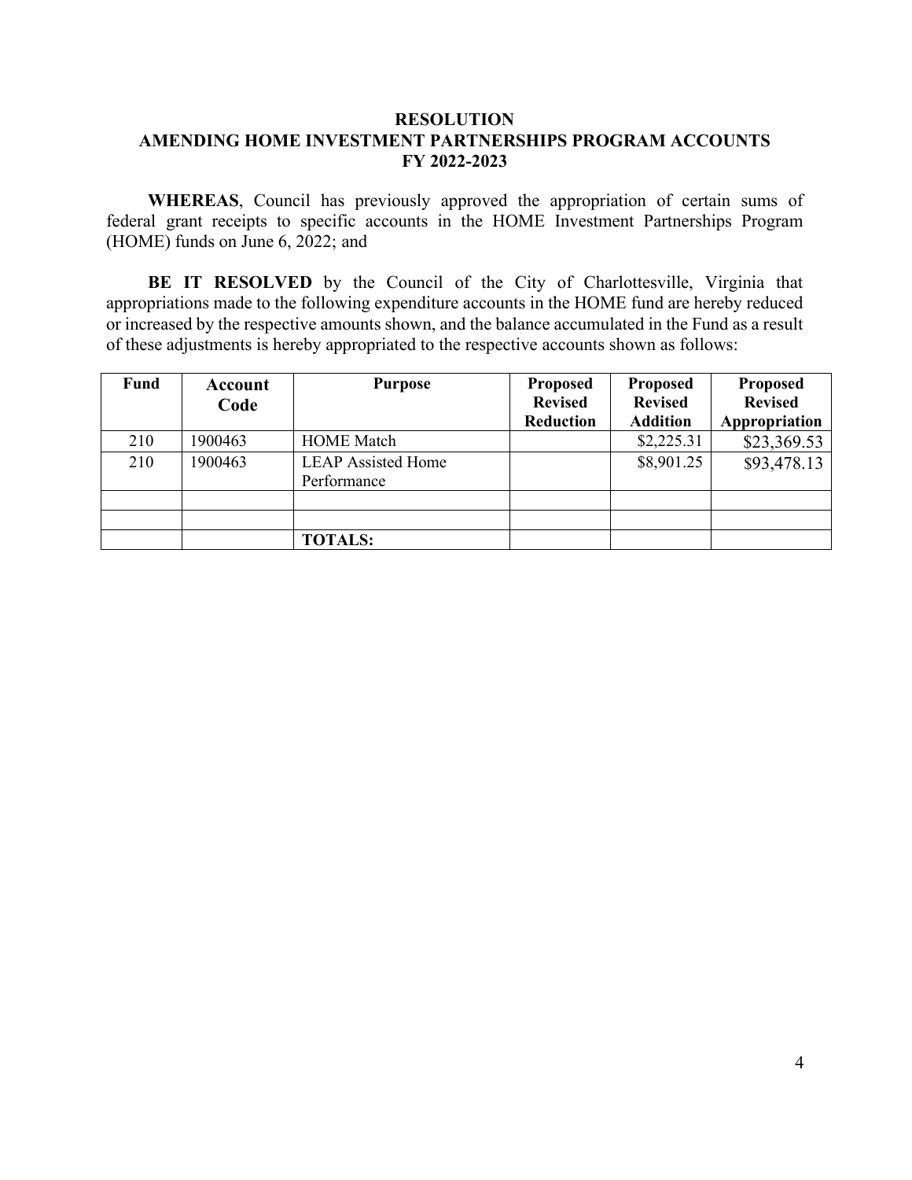**RESOLUTION**
**AMENDING HOME INVESTMENT PARTNERSHIPS PROGRAM ACCOUNTS**
**FY 2022-2023**

**WHEREAS**, Council has previously approved the appropriation of certain sums of federal grant receipts to specific accounts in the HOME Investment Partnerships Program (HOME) funds on June 6, 2022; and

**BE IT RESOLVED** by the Council of the City of Charlottesville, Virginia that appropriations made to the following expenditure accounts in the HOME fund are hereby reduced or increased by the respective amounts shown, and the balance accumulated in the Fund as a result of these adjustments is hereby appropriated to the respective accounts shown as follows:

| Fund | Account Code | Purpose | Proposed Revised Reduction | Proposed Revised Addition | Proposed Revised Appropriation |
|---|---|---|---|---|---|
| 210 | 1900463 | HOME Match | | $2,225.31 | $23,369.53 |
| 210 | 1900463 | LEAP Assisted Home Performance | | $8,901.25 | $93,478.13 |
| | | | | | |
| | | | | | |
| | | **TOTALS:** | | | |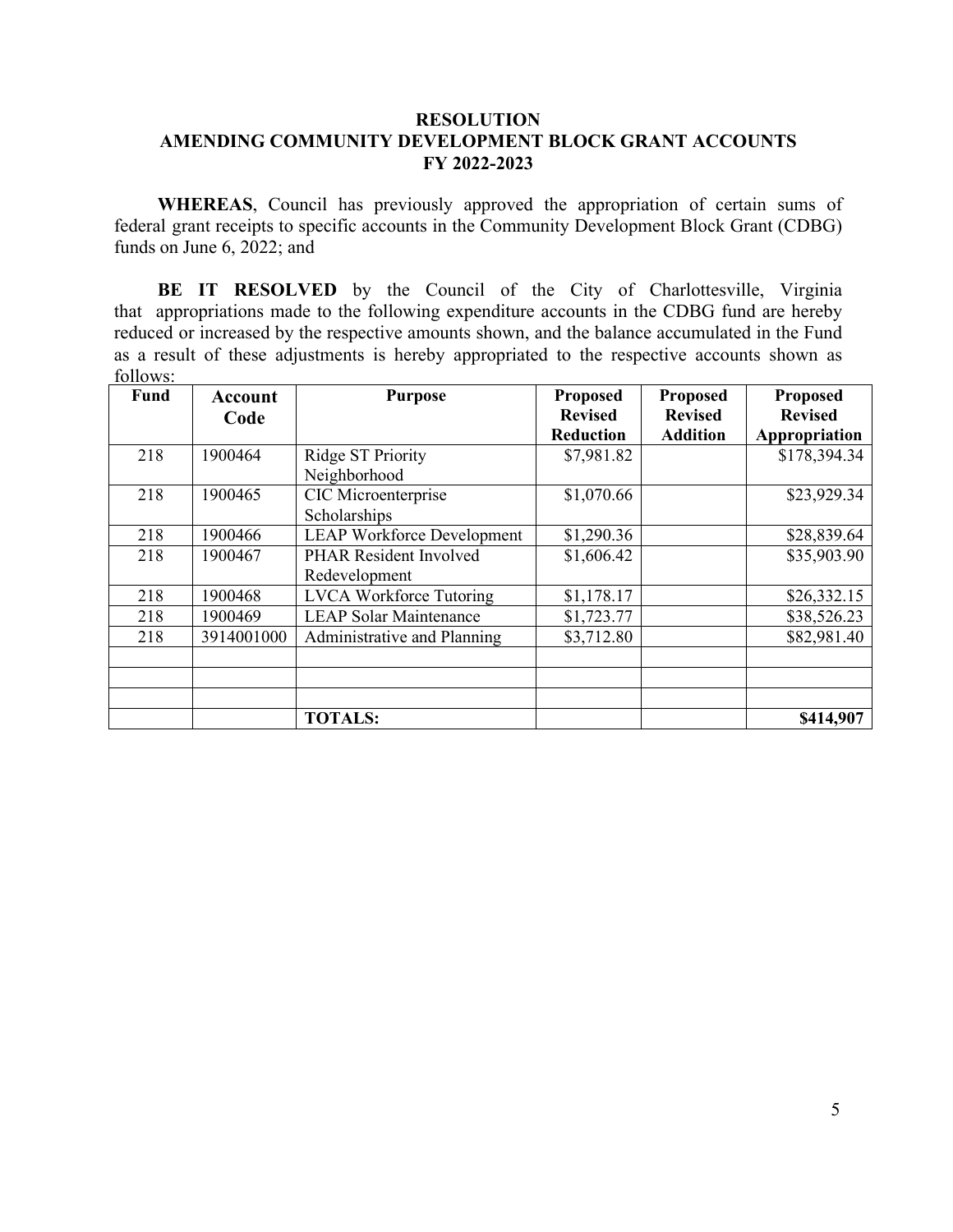# RESOLUTION
# AMENDING COMMUNITY DEVELOPMENT BLOCK GRANT ACCOUNTS
# FY 2022-2023

**WHEREAS**, Council has previously approved the appropriation of certain sums of federal grant receipts to specific accounts in the Community Development Block Grant (CDBG) funds on June 6, 2022; and

**BE IT RESOLVED** by the Council of the City of Charlottesville, Virginia that appropriations made to the following expenditure accounts in the CDBG fund are hereby reduced or increased by the respective amounts shown, and the balance accumulated in the Fund as a result of these adjustments is hereby appropriated to the respective accounts shown as follows:

| Fund | Account Code | Purpose | Proposed Revised Reduction | Proposed Revised Addition | Proposed Revised Appropriation |
|---|---|---|---|---|---|
| 218 | 1900464 | Ridge ST Priority Neighborhood | $7,981.82 | | $178,394.34 |
| 218 | 1900465 | CIC Microenterprise Scholarships | $1,070.66 | | $23,929.34 |
| 218 | 1900466 | LEAP Workforce Development | $1,290.36 | | $28,839.64 |
| 218 | 1900467 | PHAR Resident Involved Redevelopment | $1,606.42 | | $35,903.90 |
| 218 | 1900468 | LVCA Workforce Tutoring | $1,178.17 | | $26,332.15 |
| 218 | 1900469 | LEAP Solar Maintenance | $1,723.77 | | $38,526.23 |
| 218 | 3914001000 | Administrative and Planning | $3,712.80 | | $82,981.40 |
| | | | | | |
| | | | | | |
| | | | | | |
| | | **TOTALS:** | | | **$414,907** |